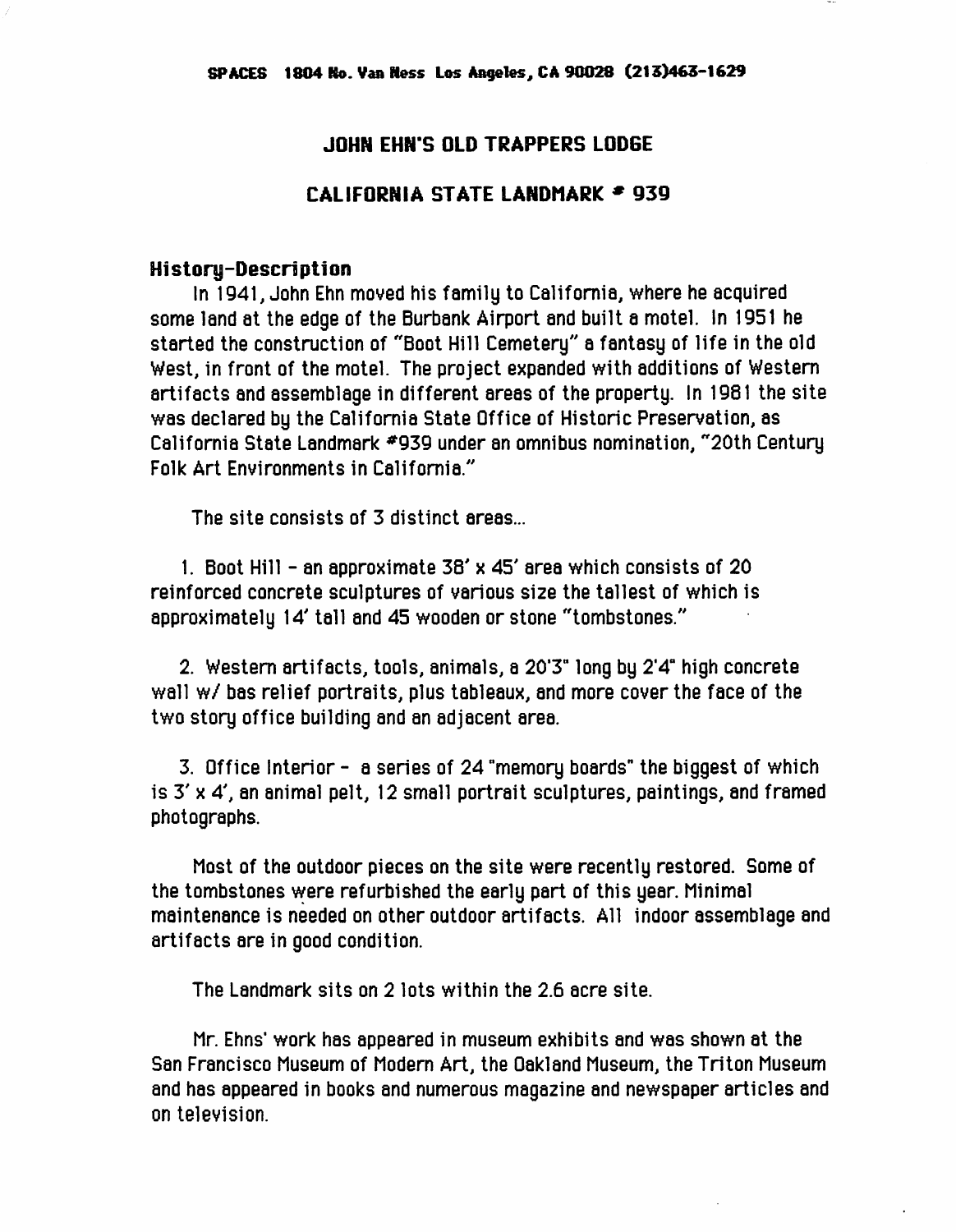SPACES 1804 No. Van Ness Los Angeles, CA 90028 (213)463-1629

# JOHN EHN'S OLD TRAPPERS LODGE

# CALIFORNIA STATE LANDMARK # 939

## History-Description

In 1941, John Ehn moved his family to California, where he acquired some land at the edge of the Burbank Airport and built a motel. In 1951 he started the construction of "Boot Hill Cemetery" a fantasy of life in the old West, in front of the motel. The project expanded with additions of Western artifacts and assemblage in different areas of the property. In 1981 the site was declared by the California State Office of Historic Preservation, as California State Landmark #939 under an omnibus nomination, "20th Century Folk Art Environments in California."

The site consists of 3 distinct areas...

1. Boot Hill - an approximate 38' x 45' area which consists of 20 reinforced concrete sculptures of various size the tallest of which is approximately 14' tall and 45 wooden or stone "tombstones."

2. Western artifacts, tools, animals, a 20'3" long by 2'4" high concrete wall w/ bas relief portraits, plus tableaux, and more cover the face of the two story office building and an adjacent area.

3. Office Interior - a series of 24 "memory boards" the biggest of which is 3' x 4', an animal pelt, 12 small portrait sculptures, paintings, and framed photographs.

Most of the outdoor pieces on the site were recently restored. Some of the tombstones were refurbished the early part of this year. Minimal maintenance is needed on other outdoor artifacts. All indoor assemblage and artifacts are in good condition.

The Landmark sits on 2 lots within the 2.6 acre site.

Mr. Ehns' work has appeared in museum exhibits and was shown at the San Francisco Museum of Modern Art, the Oakland Museum, the Triton Museum and has appeared in books and numerous magazine and newspaper articles and on television.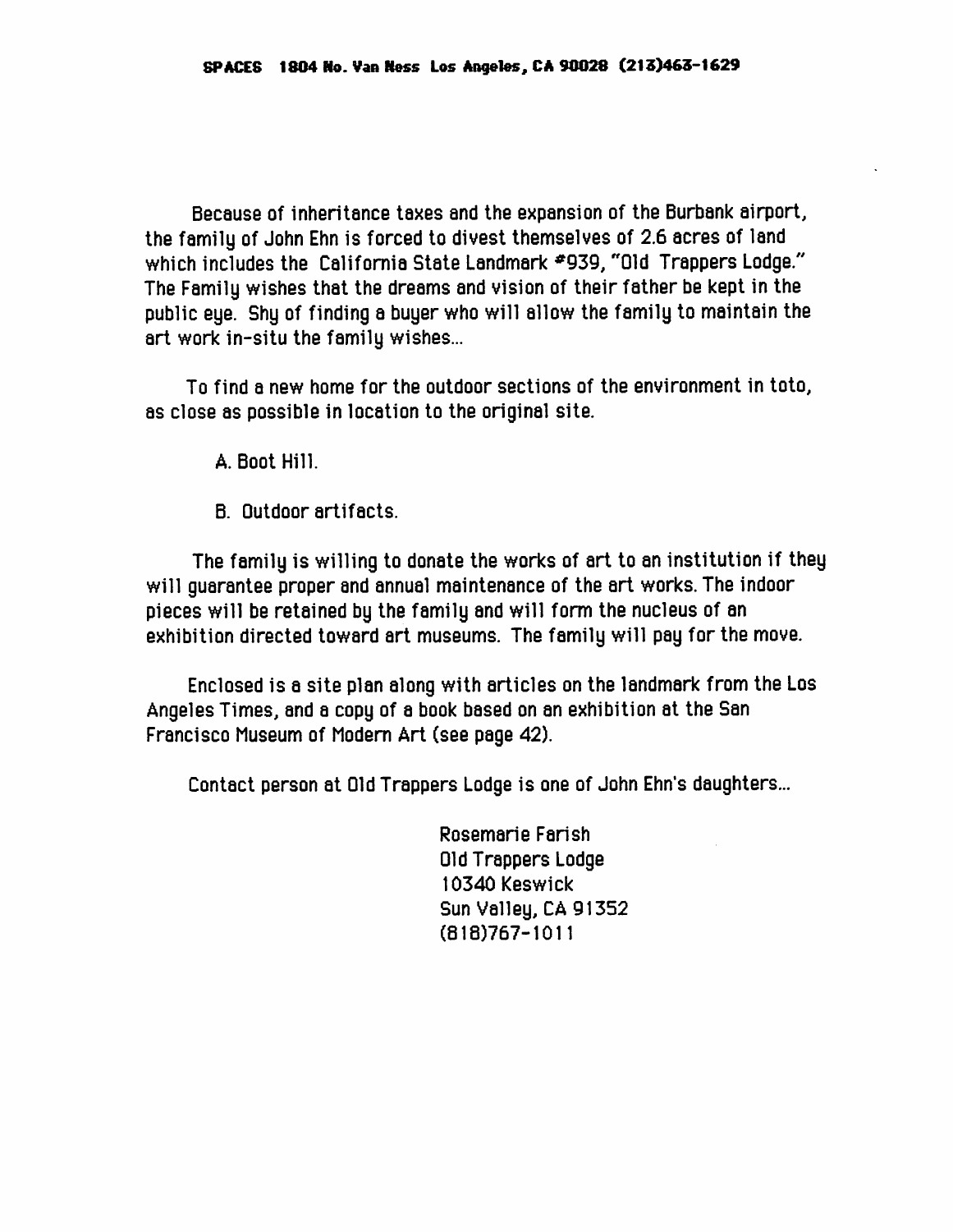SPACES 1804 No. Van Ness Los Angeles, CA 90028 (213)463-1629

Because of inheritance taxes and the expansion of the Burbank airport, the family of John Ehn is forced to divest themselves of 2.6 acres of land which includes the California State Landmark #939, "Old Trappers Lodge." The Family wishes that the dreams and vision of their father be kept in the public eye. Shy of finding a buyer who will allow the family to maintain the art work in-situ the family wishes...

To find a new home for the outdoor sections of the environment in toto, as close as possible in location to the original site.

A. Boot Hill.

B. Outdoor artifacts.

The family is willing to donate the works of art to an institution if they will guarantee proper and annual maintenance of the art works. The indoor pieces will be retained by the family and will form the nucleus of an exhibition directed toward art museums. The family will pay for the move.

Enclosed is a site plan along with articles on the landmark from the Los Angeles Times, and a copy of a book based on an exhibition at the San Francisco Museum of Modern Art (see page 42).

Contact person at Old Trappers Lodge is one of John Ehn's daughters...

Rosemarie Farish
Old Trappers Lodge
10340 Keswick
Sun Valley, CA 91352
(818)767-1011